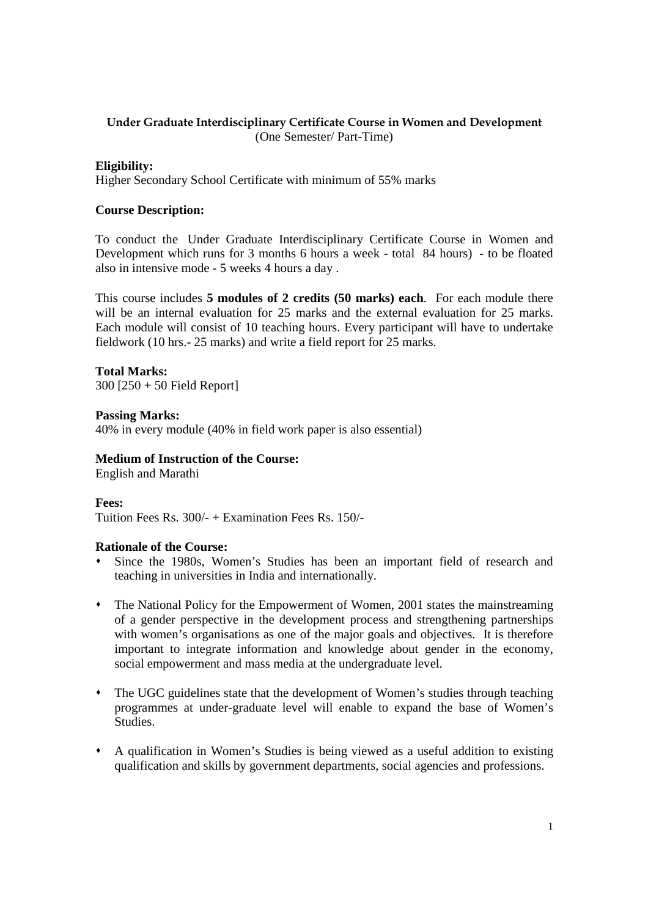## Under Graduate Interdisciplinary Certificate Course in Women and Development

(One Semester/ Part-Time)

**Eligibility:**

Higher Secondary School Certificate with minimum of 55% marks

**Course Description:**

To conduct the Under Graduate Interdisciplinary Certificate Course in Women and Development which runs for 3 months 6 hours a week - total 84 hours) - to be floated also in intensive mode - 5 weeks 4 hours a day .

This course includes **5 modules of 2 credits (50 marks) each**. For each module there will be an internal evaluation for 25 marks and the external evaluation for 25 marks. Each module will consist of 10 teaching hours. Every participant will have to undertake fieldwork (10 hrs.- 25 marks) and write a field report for 25 marks.

**Total Marks:**

300 [250 + 50 Field Report]

**Passing Marks:**

40% in every module (40% in field work paper is also essential)

**Medium of Instruction of the Course:**

English and Marathi

**Fees:**

Tuition Fees Rs. 300/- + Examination Fees Rs. 150/-

**Rationale of the Course:**

- Since the 1980s, Women's Studies has been an important field of research and teaching in universities in India and internationally.
- The National Policy for the Empowerment of Women, 2001 states the mainstreaming of a gender perspective in the development process and strengthening partnerships with women's organisations as one of the major goals and objectives. It is therefore important to integrate information and knowledge about gender in the economy, social empowerment and mass media at the undergraduate level.
- The UGC guidelines state that the development of Women's studies through teaching programmes at under-graduate level will enable to expand the base of Women's Studies.
- A qualification in Women's Studies is being viewed as a useful addition to existing qualification and skills by government departments, social agencies and professions.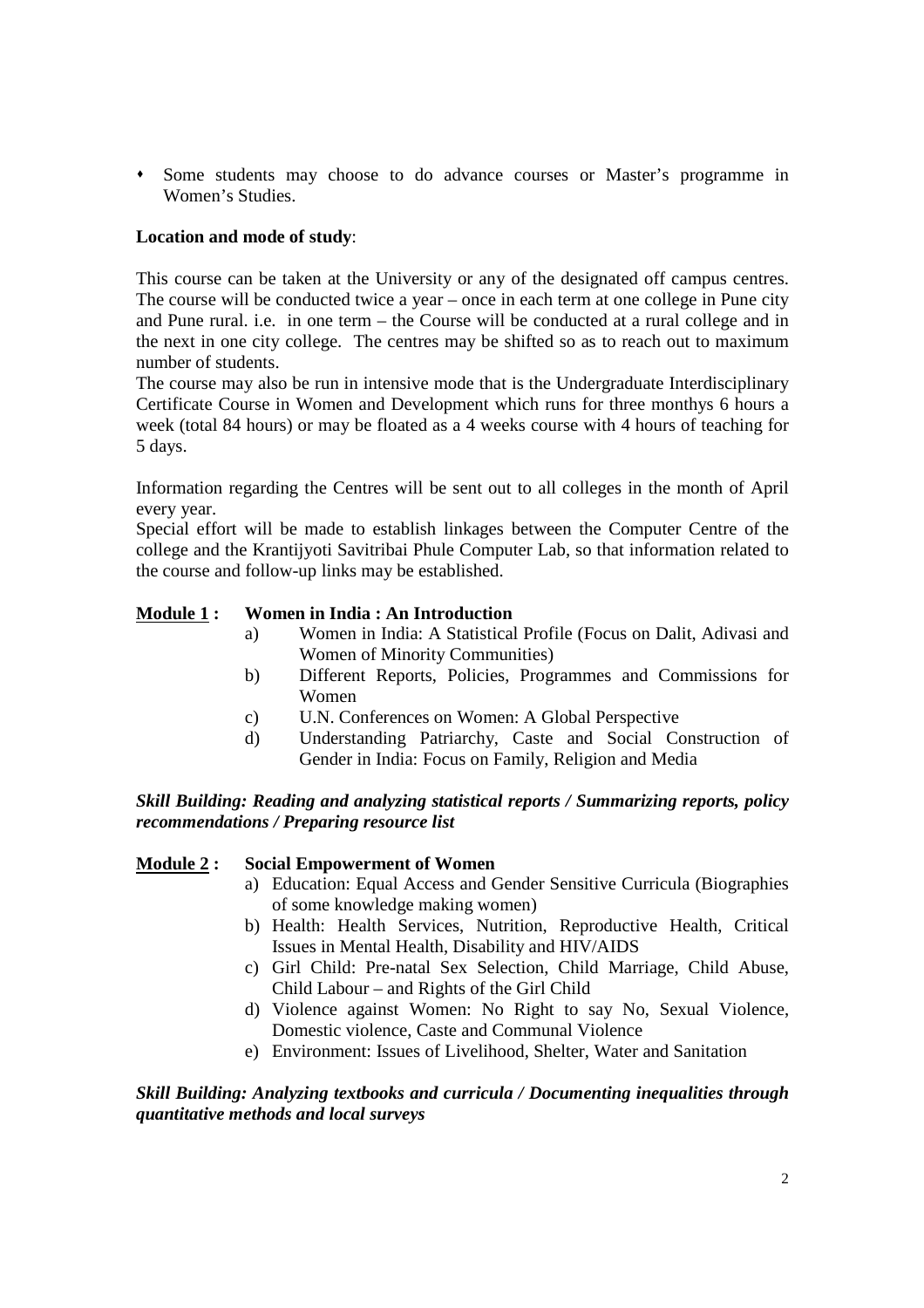- Some students may choose to do advance courses or Master's programme in Women's Studies.

**Location and mode of study**:

This course can be taken at the University or any of the designated off campus centres. The course will be conducted twice a year – once in each term at one college in Pune city and Pune rural. i.e. in one term – the Course will be conducted at a rural college and in the next in one city college. The centres may be shifted so as to reach out to maximum number of students.

The course may also be run in intensive mode that is the Undergraduate Interdisciplinary Certificate Course in Women and Development which runs for three monthys 6 hours a week (total 84 hours) or may be floated as a 4 weeks course with 4 hours of teaching for 5 days.

Information regarding the Centres will be sent out to all colleges in the month of April every year.

Special effort will be made to establish linkages between the Computer Centre of the college and the Krantijyoti Savitribai Phule Computer Lab, so that information related to the course and follow-up links may be established.

**Module 1 : Women in India : An Introduction**

a) Women in India: A Statistical Profile (Focus on Dalit, Adivasi and Women of Minority Communities)

b) Different Reports, Policies, Programmes and Commissions for Women

c) U.N. Conferences on Women: A Global Perspective

d) Understanding Patriarchy, Caste and Social Construction of Gender in India: Focus on Family, Religion and Media

***Skill Building: Reading and analyzing statistical reports / Summarizing reports, policy recommendations / Preparing resource list***

**Module 2 : Social Empowerment of Women**

a) Education: Equal Access and Gender Sensitive Curricula (Biographies of some knowledge making women)

b) Health: Health Services, Nutrition, Reproductive Health, Critical Issues in Mental Health, Disability and HIV/AIDS

c) Girl Child: Pre-natal Sex Selection, Child Marriage, Child Abuse, Child Labour – and Rights of the Girl Child

d) Violence against Women: No Right to say No, Sexual Violence, Domestic violence, Caste and Communal Violence

e) Environment: Issues of Livelihood, Shelter, Water and Sanitation

***Skill Building: Analyzing textbooks and curricula / Documenting inequalities through quantitative methods and local surveys***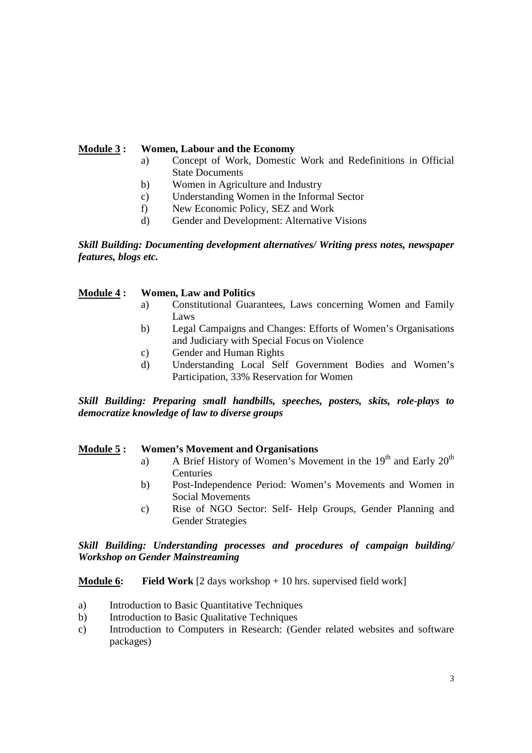**Module 3 :** **Women, Labour and the Economy**

a) Concept of Work, Domestic Work and Redefinitions in Official State Documents
b) Women in Agriculture and Industry
c) Understanding Women in the Informal Sector
f) New Economic Policy, SEZ and Work
d) Gender and Development: Alternative Visions

***Skill Building: Documenting development alternatives/ Writing press notes, newspaper features, blogs etc.***

**Module 4 :** **Women, Law and Politics**

a) Constitutional Guarantees, Laws concerning Women and Family Laws
b) Legal Campaigns and Changes: Efforts of Women's Organisations and Judiciary with Special Focus on Violence
c) Gender and Human Rights
d) Understanding Local Self Government Bodies and Women's Participation, 33% Reservation for Women

***Skill Building: Preparing small handbills, speeches, posters, skits, role-plays to democratize knowledge of law to diverse groups***

**Module 5 :** **Women's Movement and Organisations**

a) A Brief History of Women's Movement in the 19th and Early 20th Centuries
b) Post-Independence Period: Women's Movements and Women in Social Movements
c) Rise of NGO Sector: Self- Help Groups, Gender Planning and Gender Strategies

***Skill Building: Understanding processes and procedures of campaign building/ Workshop on Gender Mainstreaming***

**Module 6:** **Field Work** [2 days workshop + 10 hrs. supervised field work]

a) Introduction to Basic Quantitative Techniques
b) Introduction to Basic Qualitative Techniques
c) Introduction to Computers in Research: (Gender related websites and software packages)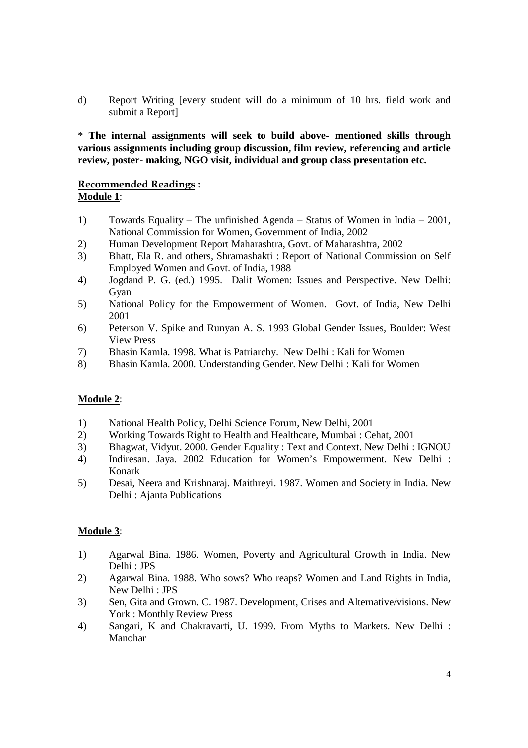d) Report Writing [every student will do a minimum of 10 hrs. field work and submit a Report]

* **The internal assignments will seek to build above- mentioned skills through various assignments including group discussion, film review, referencing and article review, poster- making, NGO visit, individual and group class presentation etc.**

## Recommended Readings :

**Module 1**:

1) Towards Equality – The unfinished Agenda – Status of Women in India – 2001, National Commission for Women, Government of India, 2002
2) Human Development Report Maharashtra, Govt. of Maharashtra, 2002
3) Bhatt, Ela R. and others, Shramashakti : Report of National Commission on Self Employed Women and Govt. of India, 1988
4) Jogdand P. G. (ed.) 1995. Dalit Women: Issues and Perspective. New Delhi: Gyan
5) National Policy for the Empowerment of Women. Govt. of India, New Delhi 2001
6) Peterson V. Spike and Runyan A. S. 1993 Global Gender Issues, Boulder: West View Press
7) Bhasin Kamla. 1998. What is Patriarchy. New Delhi : Kali for Women
8) Bhasin Kamla. 2000. Understanding Gender. New Delhi : Kali for Women

**Module 2**:

1) National Health Policy, Delhi Science Forum, New Delhi, 2001
2) Working Towards Right to Health and Healthcare, Mumbai : Cehat, 2001
3) Bhagwat, Vidyut. 2000. Gender Equality : Text and Context. New Delhi : IGNOU
4) Indiresan. Jaya. 2002 Education for Women's Empowerment. New Delhi : Konark
5) Desai, Neera and Krishnaraj. Maithreyi. 1987. Women and Society in India. New Delhi : Ajanta Publications

**Module 3**:

1) Agarwal Bina. 1986. Women, Poverty and Agricultural Growth in India. New Delhi : JPS
2) Agarwal Bina. 1988. Who sows? Who reaps? Women and Land Rights in India, New Delhi : JPS
3) Sen, Gita and Grown. C. 1987. Development, Crises and Alternative/visions. New York : Monthly Review Press
4) Sangari, K and Chakravarti, U. 1999. From Myths to Markets. New Delhi : Manohar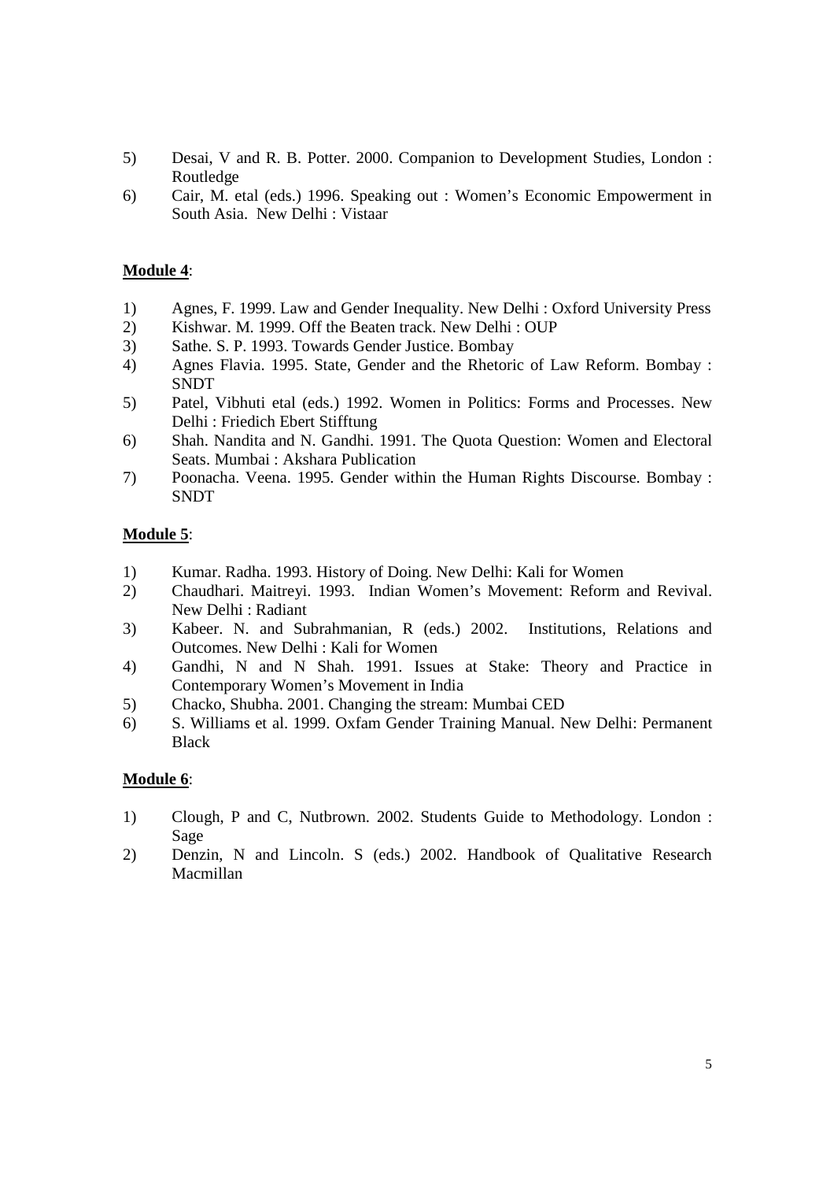5) Desai, V and R. B. Potter. 2000. Companion to Development Studies, London : Routledge
6) Cair, M. etal (eds.) 1996. Speaking out : Women's Economic Empowerment in South Asia. New Delhi : Vistaar

**Module 4**:

1) Agnes, F. 1999. Law and Gender Inequality. New Delhi : Oxford University Press
2) Kishwar. M. 1999. Off the Beaten track. New Delhi : OUP
3) Sathe. S. P. 1993. Towards Gender Justice. Bombay
4) Agnes Flavia. 1995. State, Gender and the Rhetoric of Law Reform. Bombay : SNDT
5) Patel, Vibhuti etal (eds.) 1992. Women in Politics: Forms and Processes. New Delhi : Friedich Ebert Stifftung
6) Shah. Nandita and N. Gandhi. 1991. The Quota Question: Women and Electoral Seats. Mumbai : Akshara Publication
7) Poonacha. Veena. 1995. Gender within the Human Rights Discourse. Bombay : SNDT

**Module 5**:

1) Kumar. Radha. 1993. History of Doing. New Delhi: Kali for Women
2) Chaudhari. Maitreyi. 1993. Indian Women's Movement: Reform and Revival. New Delhi : Radiant
3) Kabeer. N. and Subrahmanian, R (eds.) 2002. Institutions, Relations and Outcomes. New Delhi : Kali for Women
4) Gandhi, N and N Shah. 1991. Issues at Stake: Theory and Practice in Contemporary Women's Movement in India
5) Chacko, Shubha. 2001. Changing the stream: Mumbai CED
6) S. Williams et al. 1999. Oxfam Gender Training Manual. New Delhi: Permanent Black

**Module 6**:

1) Clough, P and C, Nutbrown. 2002. Students Guide to Methodology. London : Sage
2) Denzin, N and Lincoln. S (eds.) 2002. Handbook of Qualitative Research Macmillan